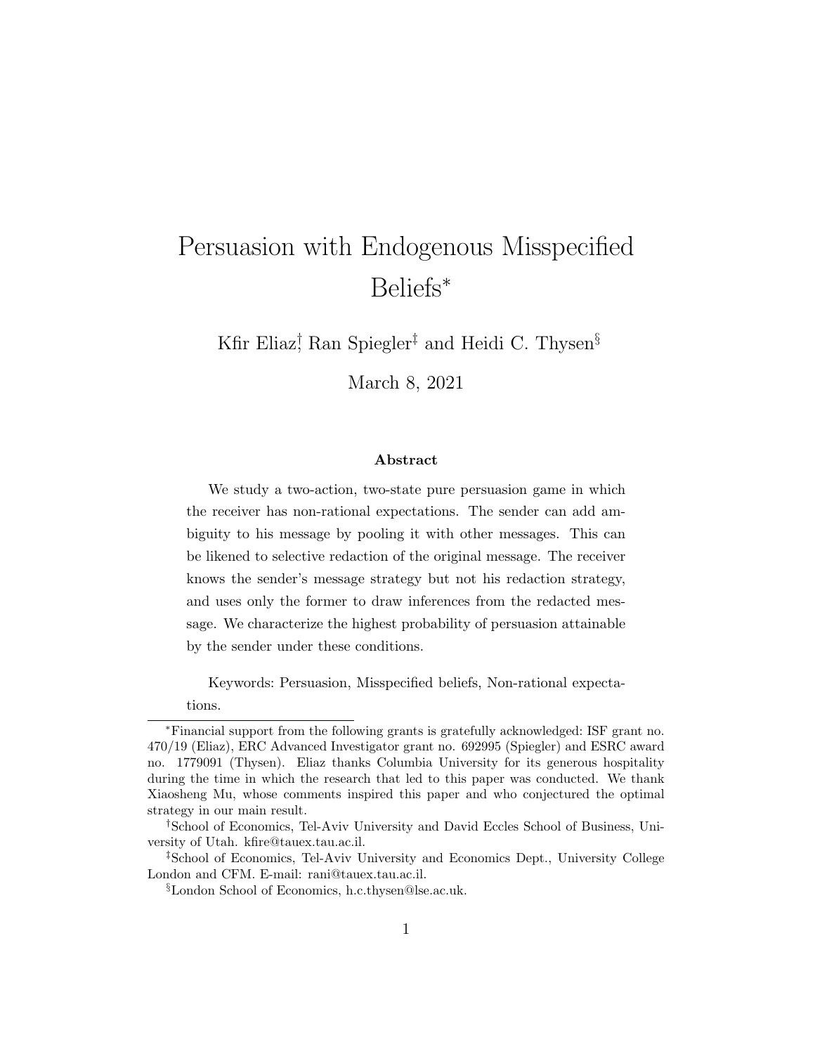# Persuasion with Endogenous Misspecified Beliefs*

Kfir Eliaz,[†] Ran Spiegler[‡] and Heidi C. Thysen[§]

March 8, 2021

### Abstract

We study a two-action, two-state pure persuasion game in which the receiver has non-rational expectations. The sender can add ambiguity to his message by pooling it with other messages. This can be likened to selective redaction of the original message. The receiver knows the sender's message strategy but not his redaction strategy, and uses only the former to draw inferences from the redacted message. We characterize the highest probability of persuasion attainable by the sender under these conditions.

Keywords: Persuasion, Misspecified beliefs, Non-rational expectations.

---

*Financial support from the following grants is gratefully acknowledged: ISF grant no. 470/19 (Eliaz), ERC Advanced Investigator grant no. 692995 (Spiegler) and ESRC award no. 1779091 (Thysen). Eliaz thanks Columbia University for its generous hospitality during the time in which the research that led to this paper was conducted. We thank Xiaosheng Mu, whose comments inspired this paper and who conjectured the optimal strategy in our main result.

[†]School of Economics, Tel-Aviv University and David Eccles School of Business, University of Utah. kfire@tauex.tau.ac.il.

[‡]School of Economics, Tel-Aviv University and Economics Dept., University College London and CFM. E-mail: rani@tauex.tau.ac.il.

[§]London School of Economics, h.c.thysen@lse.ac.uk.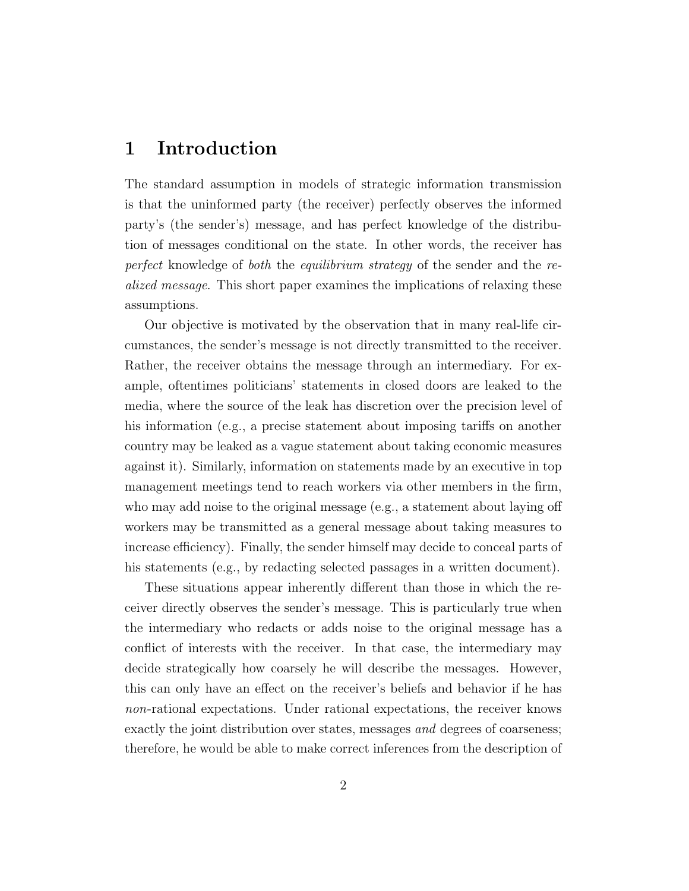## 1 Introduction

The standard assumption in models of strategic information transmission is that the uninformed party (the receiver) perfectly observes the informed party's (the sender's) message, and has perfect knowledge of the distribution of messages conditional on the state. In other words, the receiver has *perfect* knowledge of *both* the *equilibrium strategy* of the sender and the *realized message*. This short paper examines the implications of relaxing these assumptions.

Our objective is motivated by the observation that in many real-life circumstances, the sender's message is not directly transmitted to the receiver. Rather, the receiver obtains the message through an intermediary. For example, oftentimes politicians' statements in closed doors are leaked to the media, where the source of the leak has discretion over the precision level of his information (e.g., a precise statement about imposing tariffs on another country may be leaked as a vague statement about taking economic measures against it). Similarly, information on statements made by an executive in top management meetings tend to reach workers via other members in the firm, who may add noise to the original message (e.g., a statement about laying off workers may be transmitted as a general message about taking measures to increase efficiency). Finally, the sender himself may decide to conceal parts of his statements (e.g., by redacting selected passages in a written document).

These situations appear inherently different than those in which the receiver directly observes the sender's message. This is particularly true when the intermediary who redacts or adds noise to the original message has a conflict of interests with the receiver. In that case, the intermediary may decide strategically how coarsely he will describe the messages. However, this can only have an effect on the receiver's beliefs and behavior if he has *non*-rational expectations. Under rational expectations, the receiver knows exactly the joint distribution over states, messages *and* degrees of coarseness; therefore, he would be able to make correct inferences from the description of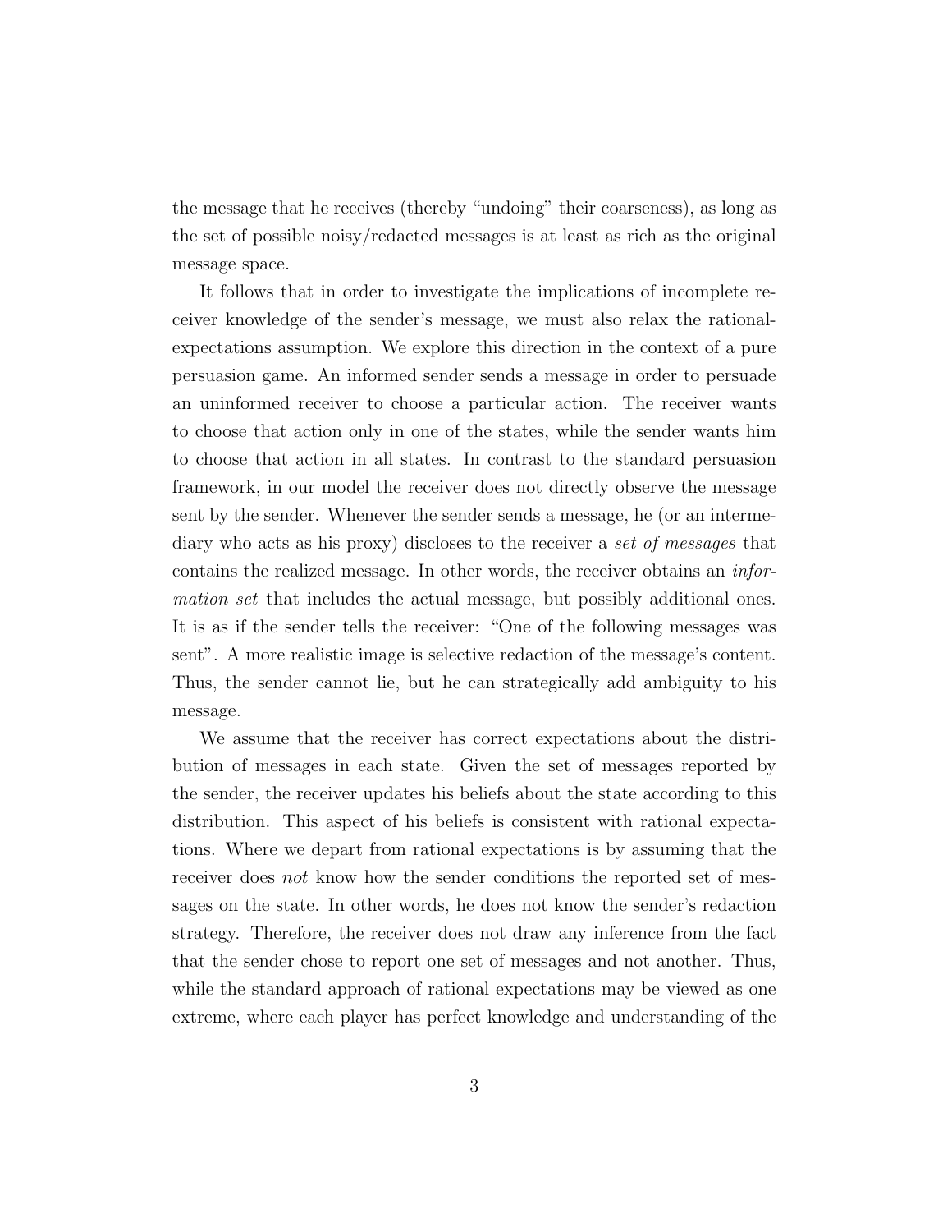the message that he receives (thereby "undoing" their coarseness), as long as the set of possible noisy/redacted messages is at least as rich as the original message space.

It follows that in order to investigate the implications of incomplete receiver knowledge of the sender's message, we must also relax the rational-expectations assumption. We explore this direction in the context of a pure persuasion game. An informed sender sends a message in order to persuade an uninformed receiver to choose a particular action. The receiver wants to choose that action only in one of the states, while the sender wants him to choose that action in all states. In contrast to the standard persuasion framework, in our model the receiver does not directly observe the message sent by the sender. Whenever the sender sends a message, he (or an intermediary who acts as his proxy) discloses to the receiver a *set of messages* that contains the realized message. In other words, the receiver obtains an *information set* that includes the actual message, but possibly additional ones. It is as if the sender tells the receiver: "One of the following messages was sent". A more realistic image is selective redaction of the message's content. Thus, the sender cannot lie, but he can strategically add ambiguity to his message.

We assume that the receiver has correct expectations about the distribution of messages in each state. Given the set of messages reported by the sender, the receiver updates his beliefs about the state according to this distribution. This aspect of his beliefs is consistent with rational expectations. Where we depart from rational expectations is by assuming that the receiver does *not* know how the sender conditions the reported set of messages on the state. In other words, he does not know the sender's redaction strategy. Therefore, the receiver does not draw any inference from the fact that the sender chose to report one set of messages and not another. Thus, while the standard approach of rational expectations may be viewed as one extreme, where each player has perfect knowledge and understanding of the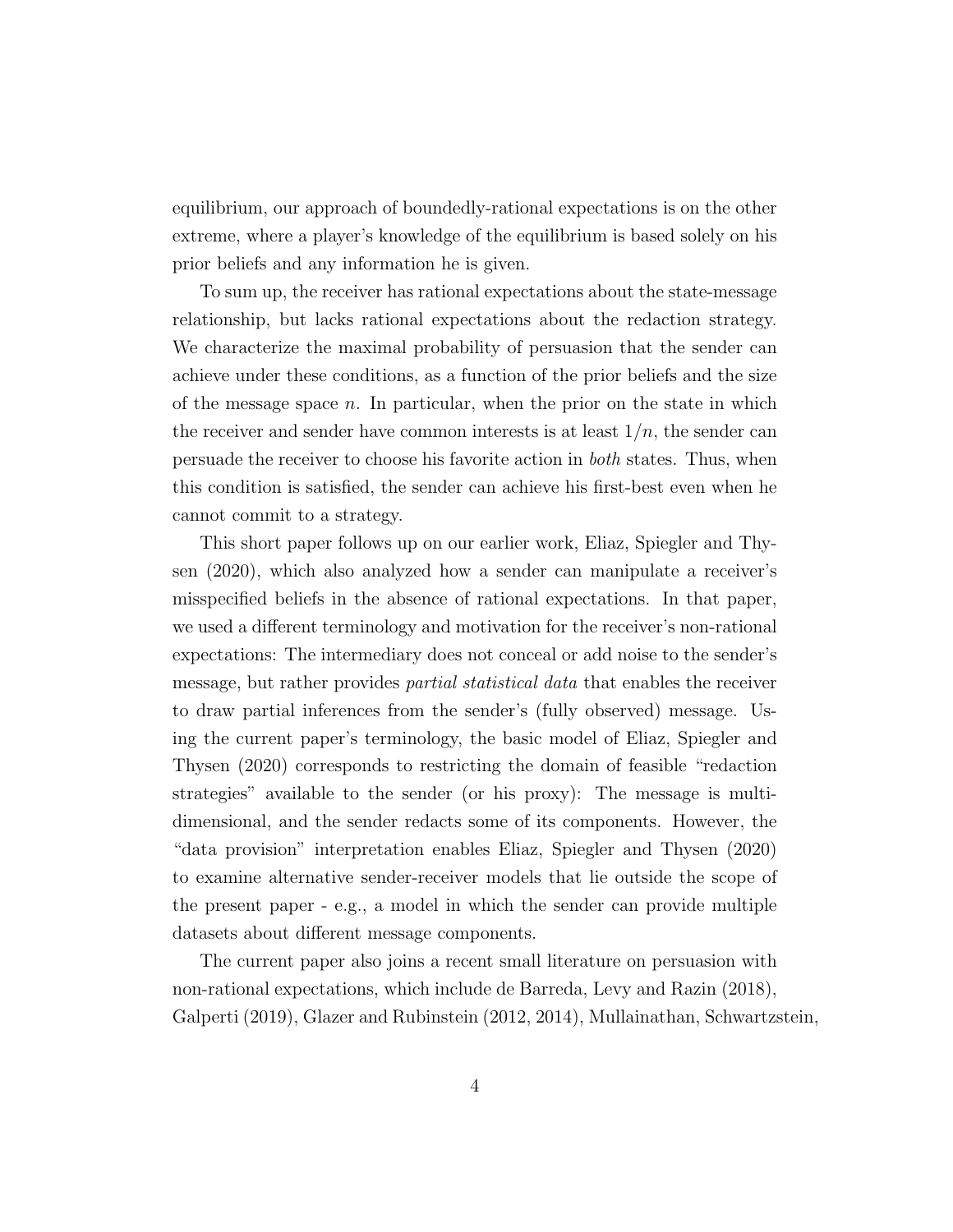equilibrium, our approach of boundedly-rational expectations is on the other extreme, where a player's knowledge of the equilibrium is based solely on his prior beliefs and any information he is given.

To sum up, the receiver has rational expectations about the state-message relationship, but lacks rational expectations about the redaction strategy. We characterize the maximal probability of persuasion that the sender can achieve under these conditions, as a function of the prior beliefs and the size of the message space $n$. In particular, when the prior on the state in which the receiver and sender have common interests is at least $1/n$, the sender can persuade the receiver to choose his favorite action in *both* states. Thus, when this condition is satisfied, the sender can achieve his first-best even when he cannot commit to a strategy.

This short paper follows up on our earlier work, Eliaz, Spiegler and Thysen (2020), which also analyzed how a sender can manipulate a receiver's misspecified beliefs in the absence of rational expectations. In that paper, we used a different terminology and motivation for the receiver's non-rational expectations: The intermediary does not conceal or add noise to the sender's message, but rather provides *partial statistical data* that enables the receiver to draw partial inferences from the sender's (fully observed) message. Using the current paper's terminology, the basic model of Eliaz, Spiegler and Thysen (2020) corresponds to restricting the domain of feasible "redaction strategies" available to the sender (or his proxy): The message is multi-dimensional, and the sender redacts some of its components. However, the "data provision" interpretation enables Eliaz, Spiegler and Thysen (2020) to examine alternative sender-receiver models that lie outside the scope of the present paper - e.g., a model in which the sender can provide multiple datasets about different message components.

The current paper also joins a recent small literature on persuasion with non-rational expectations, which include de Barreda, Levy and Razin (2018), Galperti (2019), Glazer and Rubinstein (2012, 2014), Mullainathan, Schwartzstein,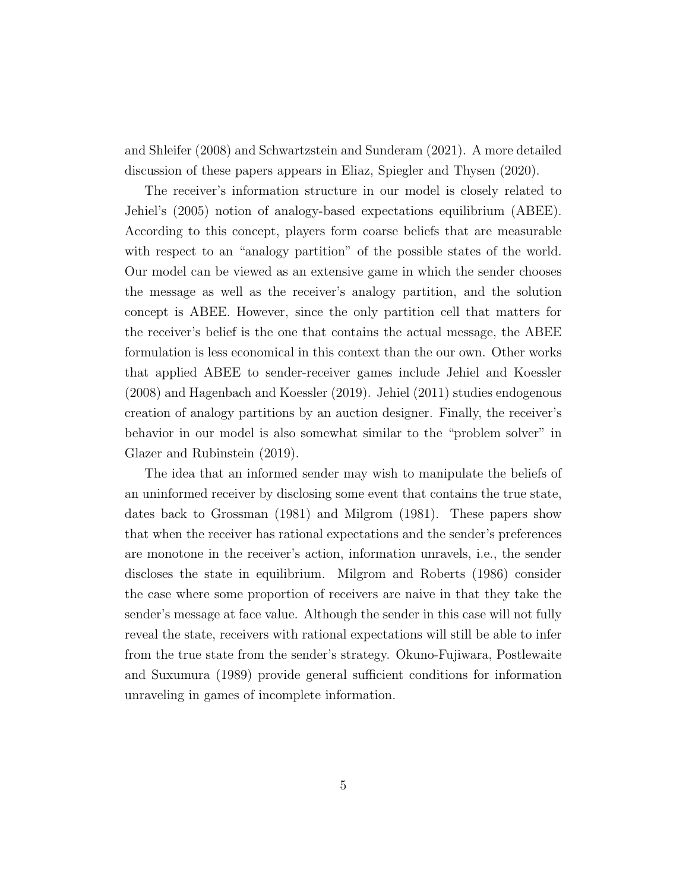and Shleifer (2008) and Schwartzstein and Sunderam (2021). A more detailed discussion of these papers appears in Eliaz, Spiegler and Thysen (2020).

The receiver's information structure in our model is closely related to Jehiel's (2005) notion of analogy-based expectations equilibrium (ABEE). According to this concept, players form coarse beliefs that are measurable with respect to an "analogy partition" of the possible states of the world. Our model can be viewed as an extensive game in which the sender chooses the message as well as the receiver's analogy partition, and the solution concept is ABEE. However, since the only partition cell that matters for the receiver's belief is the one that contains the actual message, the ABEE formulation is less economical in this context than the our own. Other works that applied ABEE to sender-receiver games include Jehiel and Koessler (2008) and Hagenbach and Koessler (2019). Jehiel (2011) studies endogenous creation of analogy partitions by an auction designer. Finally, the receiver's behavior in our model is also somewhat similar to the "problem solver" in Glazer and Rubinstein (2019).

The idea that an informed sender may wish to manipulate the beliefs of an uninformed receiver by disclosing some event that contains the true state, dates back to Grossman (1981) and Milgrom (1981). These papers show that when the receiver has rational expectations and the sender's preferences are monotone in the receiver's action, information unravels, i.e., the sender discloses the state in equilibrium. Milgrom and Roberts (1986) consider the case where some proportion of receivers are naive in that they take the sender's message at face value. Although the sender in this case will not fully reveal the state, receivers with rational expectations will still be able to infer from the true state from the sender's strategy. Okuno-Fujiwara, Postlewaite and Suxumura (1989) provide general sufficient conditions for information unraveling in games of incomplete information.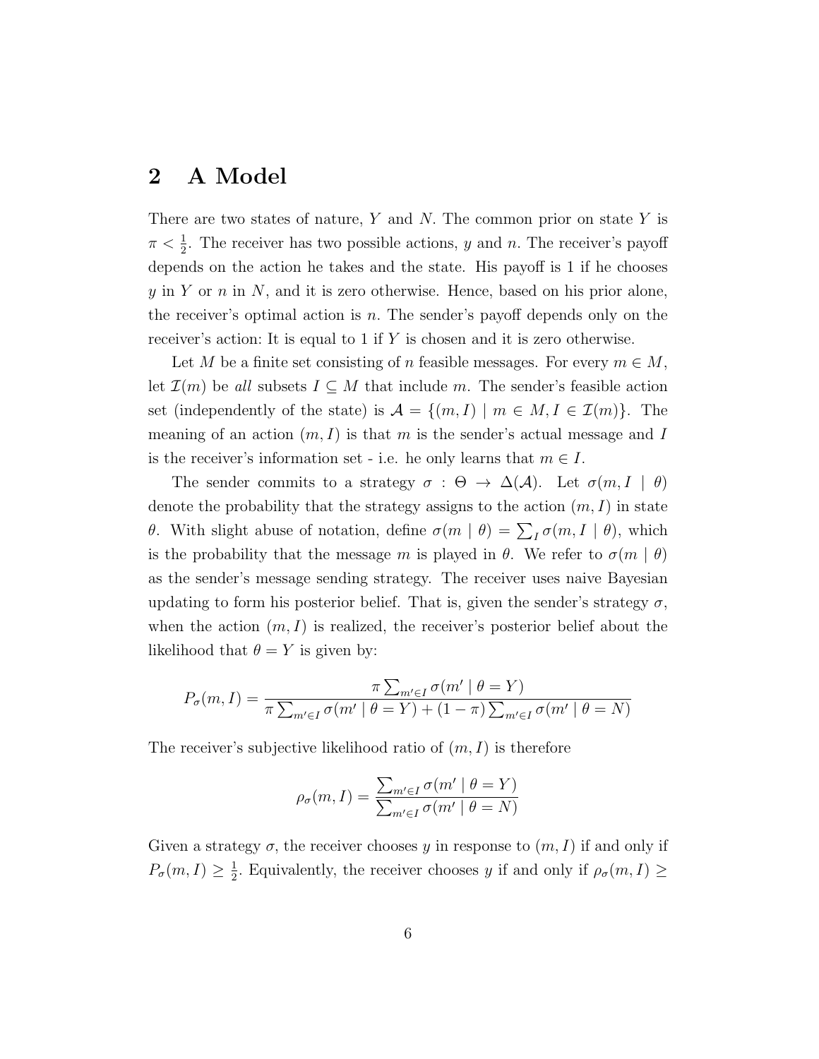## 2 A Model

There are two states of nature, $Y$ and $N$. The common prior on state $Y$ is $\pi < \frac{1}{2}$. The receiver has two possible actions, $y$ and $n$. The receiver's payoff depends on the action he takes and the state. His payoff is 1 if he chooses $y$ in $Y$ or $n$ in $N$, and it is zero otherwise. Hence, based on his prior alone, the receiver's optimal action is $n$. The sender's payoff depends only on the receiver's action: It is equal to 1 if $Y$ is chosen and it is zero otherwise.

Let $M$ be a finite set consisting of $n$ feasible messages. For every $m \in M$, let $\mathcal{I}(m)$ be *all* subsets $I \subseteq M$ that include $m$. The sender's feasible action set (independently of the state) is $\mathcal{A} = \{(m, I) \mid m \in M, I \in \mathcal{I}(m)\}$. The meaning of an action $(m, I)$ is that $m$ is the sender's actual message and $I$ is the receiver's information set - i.e. he only learns that $m \in I$.

The sender commits to a strategy $\sigma : \Theta \to \Delta(\mathcal{A})$. Let $\sigma(m, I \mid \theta)$ denote the probability that the strategy assigns to the action $(m, I)$ in state $\theta$. With slight abuse of notation, define $\sigma(m \mid \theta) = \sum_I \sigma(m, I \mid \theta)$, which is the probability that the message $m$ is played in $\theta$. We refer to $\sigma(m \mid \theta)$ as the sender's message sending strategy. The receiver uses naive Bayesian updating to form his posterior belief. That is, given the sender's strategy $\sigma$, when the action $(m, I)$ is realized, the receiver's posterior belief about the likelihood that $\theta = Y$ is given by:

$$P_\sigma(m, I) = \frac{\pi \sum_{m' \in I} \sigma(m' \mid \theta = Y)}{\pi \sum_{m' \in I} \sigma(m' \mid \theta = Y) + (1 - \pi) \sum_{m' \in I} \sigma(m' \mid \theta = N)}$$

The receiver's subjective likelihood ratio of $(m, I)$ is therefore

$$\rho_\sigma(m, I) = \frac{\sum_{m' \in I} \sigma(m' \mid \theta = Y)}{\sum_{m' \in I} \sigma(m' \mid \theta = N)}$$

Given a strategy $\sigma$, the receiver chooses $y$ in response to $(m, I)$ if and only if $P_\sigma(m, I) \geq \frac{1}{2}$. Equivalently, the receiver chooses $y$ if and only if $\rho_\sigma(m, I) \geq$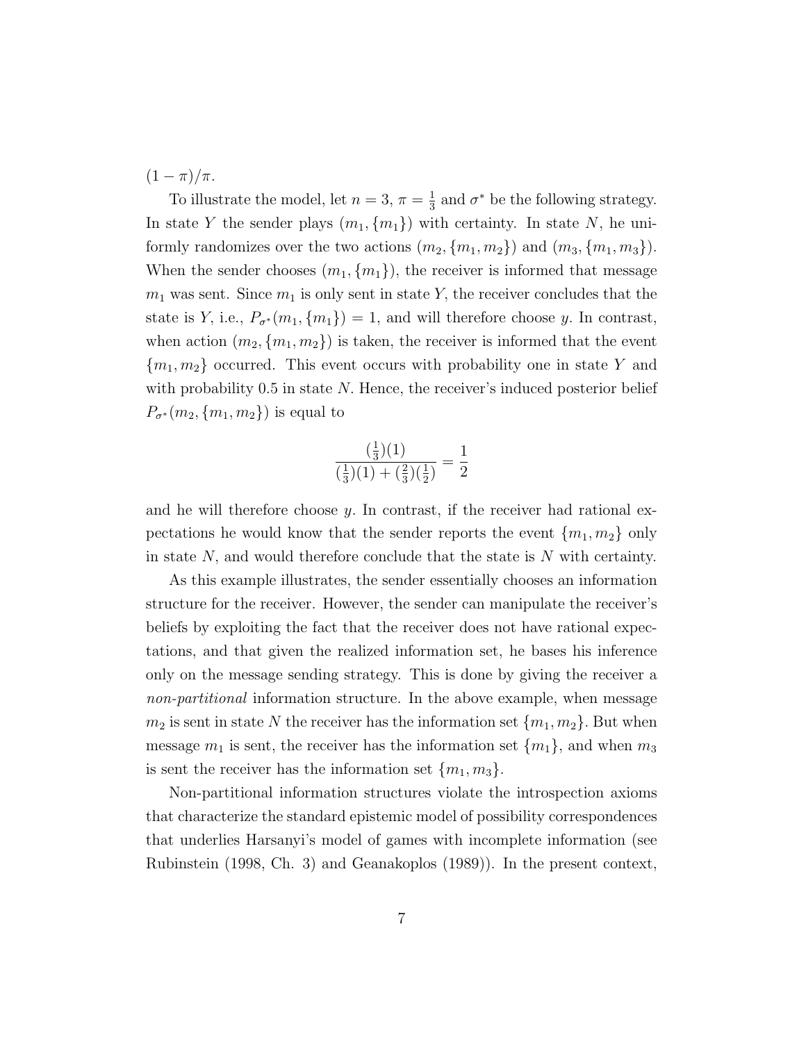$(1 - \pi)/\pi$.

To illustrate the model, let $n = 3$, $\pi = \frac{1}{3}$ and $\sigma^*$ be the following strategy. In state $Y$ the sender plays $(m_1, \{m_1\})$ with certainty. In state $N$, he uniformly randomizes over the two actions $(m_2, \{m_1, m_2\})$ and $(m_3, \{m_1, m_3\})$. When the sender chooses $(m_1, \{m_1\})$, the receiver is informed that message $m_1$ was sent. Since $m_1$ is only sent in state $Y$, the receiver concludes that the state is $Y$, i.e., $P_{\sigma^*}(m_1, \{m_1\}) = 1$, and will therefore choose $y$. In contrast, when action $(m_2, \{m_1, m_2\})$ is taken, the receiver is informed that the event $\{m_1, m_2\}$ occurred. This event occurs with probability one in state $Y$ and with probability 0.5 in state $N$. Hence, the receiver's induced posterior belief $P_{\sigma^*}(m_2, \{m_1, m_2\})$ is equal to

$$\frac{(\frac{1}{3})(1)}{(\frac{1}{3})(1) + (\frac{2}{3})(\frac{1}{2})} = \frac{1}{2}$$

and he will therefore choose $y$. In contrast, if the receiver had rational expectations he would know that the sender reports the event $\{m_1, m_2\}$ only in state $N$, and would therefore conclude that the state is $N$ with certainty.

As this example illustrates, the sender essentially chooses an information structure for the receiver. However, the sender can manipulate the receiver's beliefs by exploiting the fact that the receiver does not have rational expectations, and that given the realized information set, he bases his inference only on the message sending strategy. This is done by giving the receiver a *non-partitional* information structure. In the above example, when message $m_2$ is sent in state $N$ the receiver has the information set $\{m_1, m_2\}$. But when message $m_1$ is sent, the receiver has the information set $\{m_1\}$, and when $m_3$ is sent the receiver has the information set $\{m_1, m_3\}$.

Non-partitional information structures violate the introspection axioms that characterize the standard epistemic model of possibility correspondences that underlies Harsanyi's model of games with incomplete information (see Rubinstein (1998, Ch. 3) and Geanakoplos (1989)). In the present context,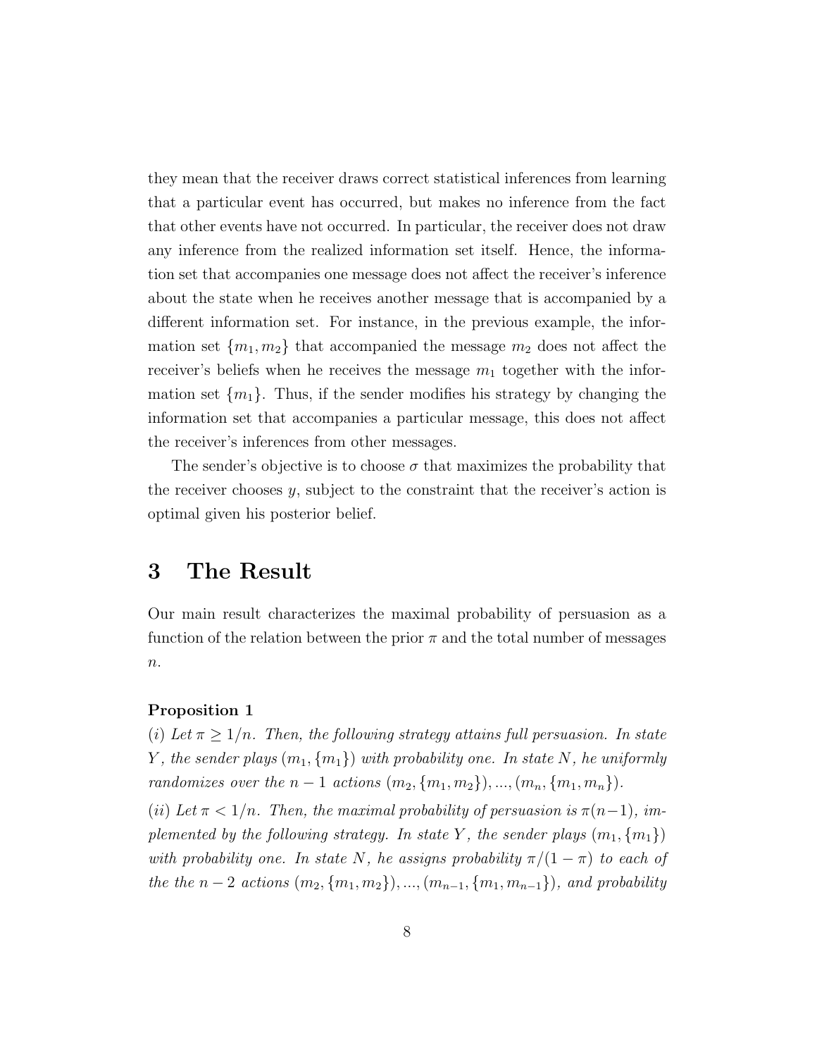they mean that the receiver draws correct statistical inferences from learning that a particular event has occurred, but makes no inference from the fact that other events have not occurred. In particular, the receiver does not draw any inference from the realized information set itself. Hence, the information set that accompanies one message does not affect the receiver's inference about the state when he receives another message that is accompanied by a different information set. For instance, in the previous example, the information set $\{m_1, m_2\}$ that accompanied the message $m_2$ does not affect the receiver's beliefs when he receives the message $m_1$ together with the information set $\{m_1\}$. Thus, if the sender modifies his strategy by changing the information set that accompanies a particular message, this does not affect the receiver's inferences from other messages.

The sender's objective is to choose $\sigma$ that maximizes the probability that the receiver chooses $y$, subject to the constraint that the receiver's action is optimal given his posterior belief.

# 3 The Result

Our main result characterizes the maximal probability of persuasion as a function of the relation between the prior $\pi$ and the total number of messages $n$.

**Proposition 1**

*(i) Let $\pi \geq 1/n$. Then, the following strategy attains full persuasion. In state $Y$, the sender plays $(m_1, \{m_1\})$ with probability one. In state $N$, he uniformly randomizes over the $n-1$ actions $(m_2, \{m_1, m_2\}), ..., (m_n, \{m_1, m_n\})$.*

*(ii) Let $\pi < 1/n$. Then, the maximal probability of persuasion is $\pi(n-1)$, implemented by the following strategy. In state $Y$, the sender plays $(m_1, \{m_1\})$ with probability one. In state $N$, he assigns probability $\pi/(1-\pi)$ to each of the the $n-2$ actions $(m_2, \{m_1, m_2\}), ..., (m_{n-1}, \{m_1, m_{n-1}\})$, and probability*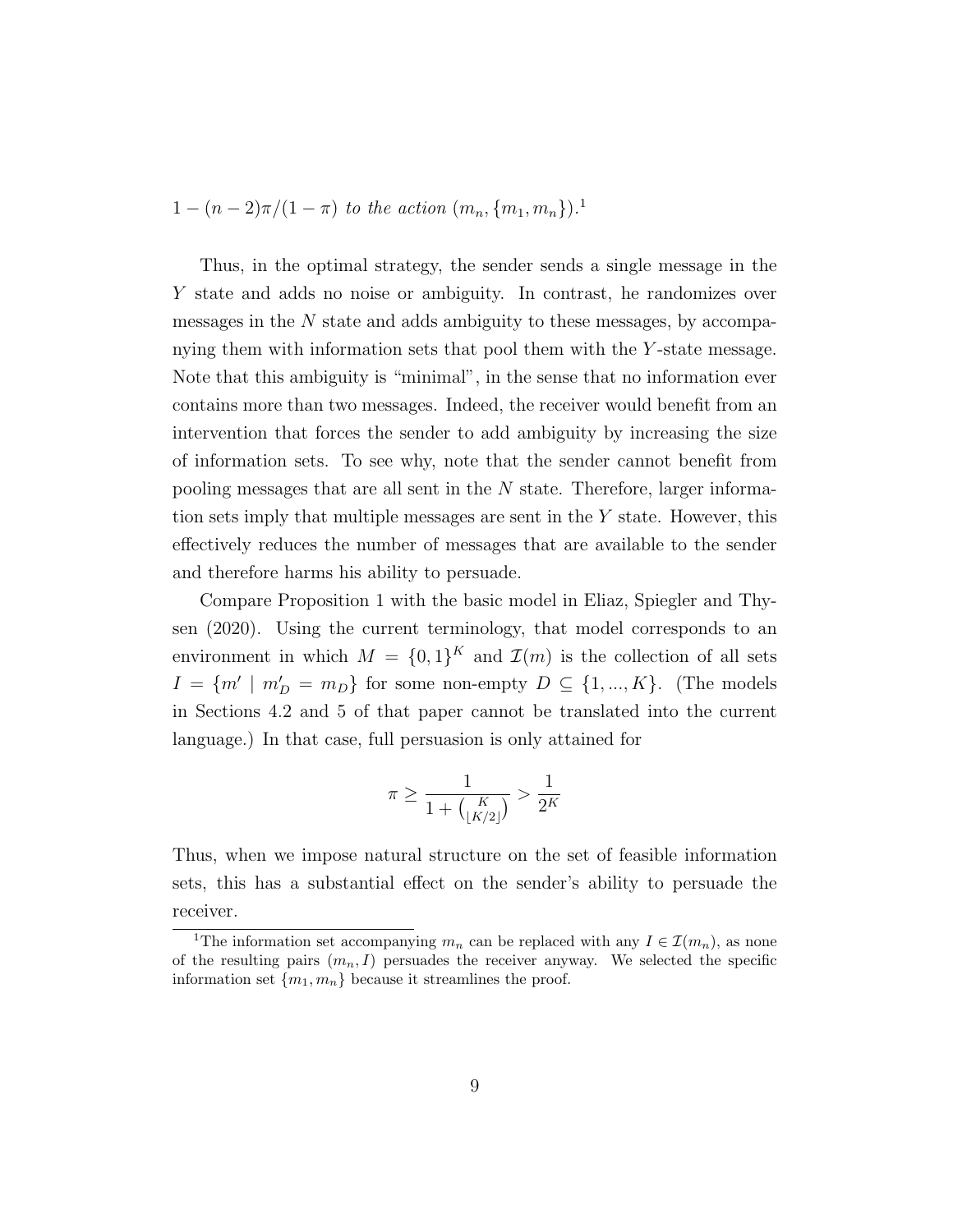$1-(n-2)\pi/(1-\pi)$ *to the action* $(m_n, \{m_1, m_n\})$.[1]

Thus, in the optimal strategy, the sender sends a single message in the $Y$ state and adds no noise or ambiguity. In contrast, he randomizes over messages in the $N$ state and adds ambiguity to these messages, by accompanying them with information sets that pool them with the $Y$-state message. Note that this ambiguity is "minimal", in the sense that no information ever contains more than two messages. Indeed, the receiver would benefit from an intervention that forces the sender to add ambiguity by increasing the size of information sets. To see why, note that the sender cannot benefit from pooling messages that are all sent in the $N$ state. Therefore, larger information sets imply that multiple messages are sent in the $Y$ state. However, this effectively reduces the number of messages that are available to the sender and therefore harms his ability to persuade.

Compare Proposition 1 with the basic model in Eliaz, Spiegler and Thysen (2020). Using the current terminology, that model corresponds to an environment in which $M = \{0,1\}^K$ and $\mathcal{I}(m)$ is the collection of all sets $I = \{m' \mid m'_D = m_D\}$ for some non-empty $D \subseteq \{1,...,K\}$. (The models in Sections 4.2 and 5 of that paper cannot be translated into the current language.) In that case, full persuasion is only attained for

$$\pi \geq \frac{1}{1+\binom{K}{\lfloor K/2 \rfloor}} > \frac{1}{2^K}$$

Thus, when we impose natural structure on the set of feasible information sets, this has a substantial effect on the sender's ability to persuade the receiver.

[1] The information set accompanying $m_n$ can be replaced with any $I \in \mathcal{I}(m_n)$, as none of the resulting pairs $(m_n, I)$ persuades the receiver anyway. We selected the specific information set $\{m_1, m_n\}$ because it streamlines the proof.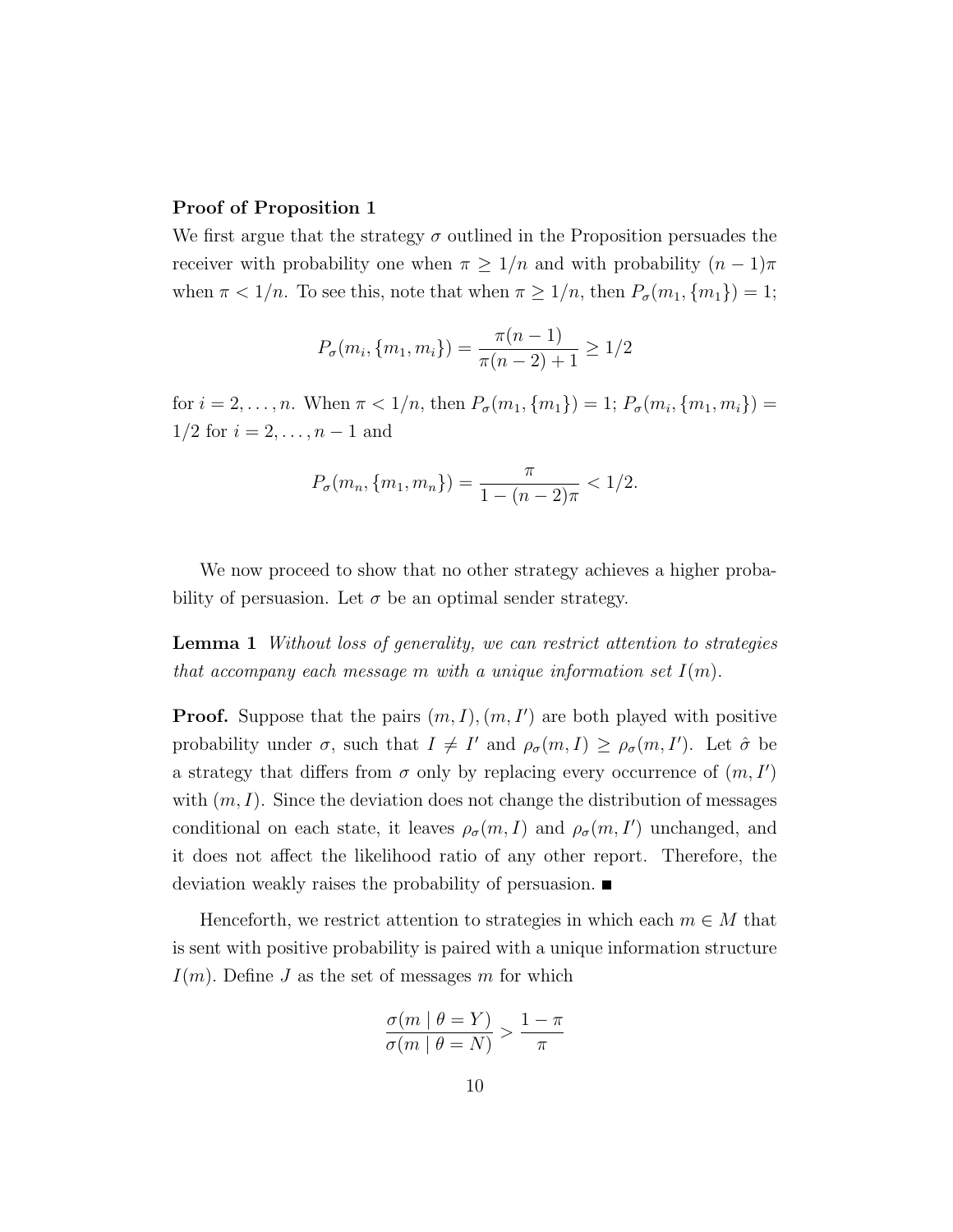**Proof of Proposition 1**

We first argue that the strategy $\sigma$ outlined in the Proposition persuades the receiver with probability one when $\pi \geq 1/n$ and with probability $(n-1)\pi$ when $\pi < 1/n$. To see this, note that when $\pi \geq 1/n$, then $P_\sigma(m_1, \{m_1\}) = 1$;

$$P_\sigma(m_i, \{m_1, m_i\}) = \frac{\pi(n-1)}{\pi(n-2)+1} \geq 1/2$$

for $i = 2, \ldots, n$. When $\pi < 1/n$, then $P_\sigma(m_1, \{m_1\}) = 1$; $P_\sigma(m_i, \{m_1, m_i\}) = 1/2$ for $i = 2, \ldots, n-1$ and

$$P_\sigma(m_n, \{m_1, m_n\}) = \frac{\pi}{1-(n-2)\pi} < 1/2.$$

We now proceed to show that no other strategy achieves a higher probability of persuasion. Let $\sigma$ be an optimal sender strategy.

**Lemma 1** *Without loss of generality, we can restrict attention to strategies that accompany each message $m$ with a unique information set $I(m)$.*

**Proof.** Suppose that the pairs $(m, I), (m, I')$ are both played with positive probability under $\sigma$, such that $I \neq I'$ and $\rho_\sigma(m, I) \geq \rho_\sigma(m, I')$. Let $\hat{\sigma}$ be a strategy that differs from $\sigma$ only by replacing every occurrence of $(m, I')$ with $(m, I)$. Since the deviation does not change the distribution of messages conditional on each state, it leaves $\rho_\sigma(m, I)$ and $\rho_\sigma(m, I')$ unchanged, and it does not affect the likelihood ratio of any other report. Therefore, the deviation weakly raises the probability of persuasion. ■

Henceforth, we restrict attention to strategies in which each $m \in M$ that is sent with positive probability is paired with a unique information structure $I(m)$. Define $J$ as the set of messages $m$ for which

$$\frac{\sigma(m \mid \theta = Y)}{\sigma(m \mid \theta = N)} > \frac{1-\pi}{\pi}$$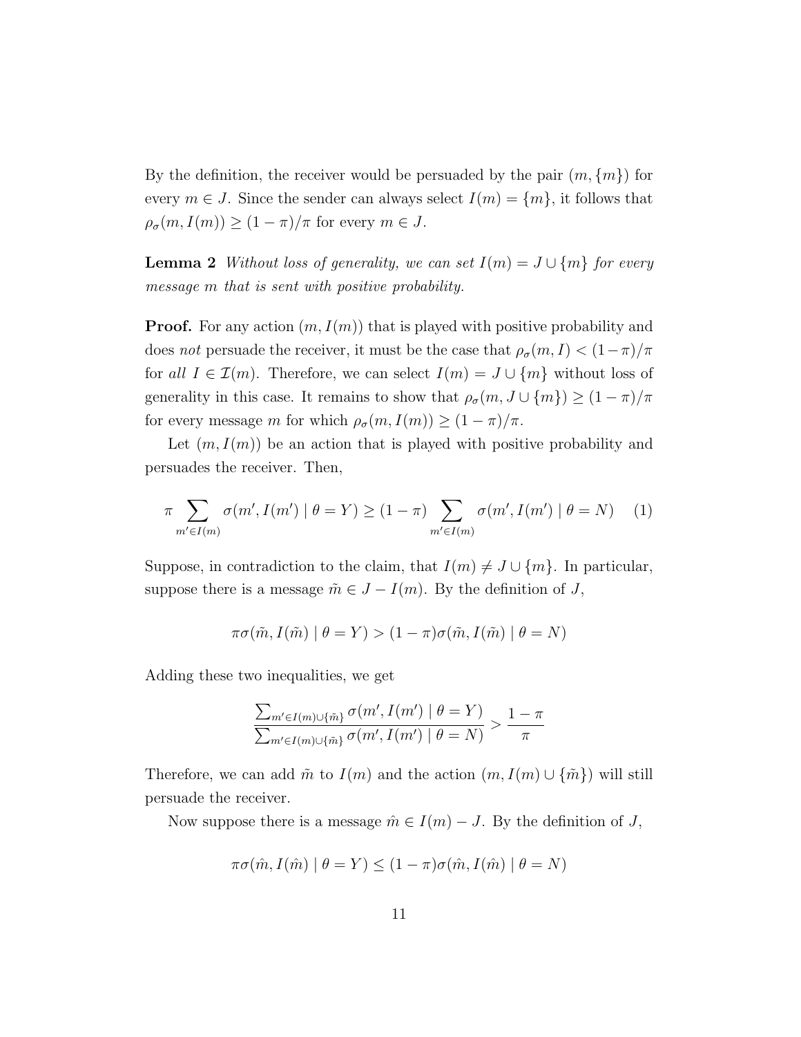By the definition, the receiver would be persuaded by the pair $(m, \{m\})$ for every $m \in J$. Since the sender can always select $I(m) = \{m\}$, it follows that $\rho_\sigma(m, I(m)) \geq (1-\pi)/\pi$ for every $m \in J$.

**Lemma 2** *Without loss of generality, we can set* $I(m) = J \cup \{m\}$ *for every message* $m$ *that is sent with positive probability.*

**Proof.** For any action $(m, I(m))$ that is played with positive probability and does *not* persuade the receiver, it must be the case that $\rho_\sigma(m, I) < (1-\pi)/\pi$ for *all* $I \in \mathcal{I}(m)$. Therefore, we can select $I(m) = J \cup \{m\}$ without loss of generality in this case. It remains to show that $\rho_\sigma(m, J \cup \{m\}) \geq (1-\pi)/\pi$ for every message $m$ for which $\rho_\sigma(m, I(m)) \geq (1-\pi)/\pi$.

Let $(m, I(m))$ be an action that is played with positive probability and persuades the receiver. Then,

$$\pi \sum_{m' \in I(m)} \sigma(m', I(m') \mid \theta = Y) \geq (1-\pi) \sum_{m' \in I(m)} \sigma(m', I(m') \mid \theta = N) \quad (1)$$

Suppose, in contradiction to the claim, that $I(m) \neq J \cup \{m\}$. In particular, suppose there is a message $\tilde{m} \in J - I(m)$. By the definition of $J$,

$$\pi \sigma(\tilde{m}, I(\tilde{m}) \mid \theta = Y) > (1-\pi) \sigma(\tilde{m}, I(\tilde{m}) \mid \theta = N)$$

Adding these two inequalities, we get

$$\frac{\sum_{m' \in I(m) \cup \{\tilde{m}\}} \sigma(m', I(m') \mid \theta = Y)}{\sum_{m' \in I(m) \cup \{\tilde{m}\}} \sigma(m', I(m') \mid \theta = N)} > \frac{1-\pi}{\pi}$$

Therefore, we can add $\tilde{m}$ to $I(m)$ and the action $(m, I(m) \cup \{\tilde{m}\})$ will still persuade the receiver.

Now suppose there is a message $\hat{m} \in I(m) - J$. By the definition of $J$,

$$\pi \sigma(\hat{m}, I(\hat{m}) \mid \theta = Y) \leq (1-\pi) \sigma(\hat{m}, I(\hat{m}) \mid \theta = N)$$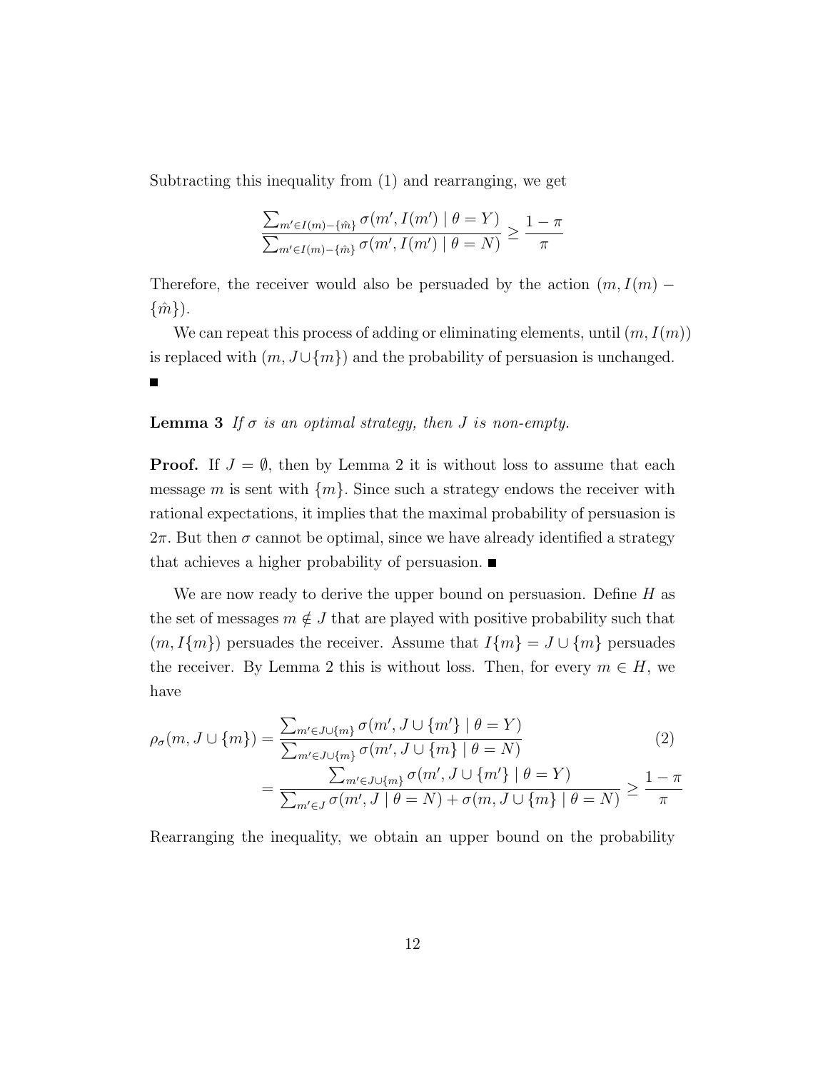Subtracting this inequality from (1) and rearranging, we get

$$\frac{\sum_{m' \in I(m)-\{\hat{m}\}} \sigma(m', I(m') \mid \theta = Y)}{\sum_{m' \in I(m)-\{\hat{m}\}} \sigma(m', I(m') \mid \theta = N)} \geq \frac{1-\pi}{\pi}$$

Therefore, the receiver would also be persuaded by the action $(m, I(m) - \{\hat{m}\})$.

We can repeat this process of adding or eliminating elements, until $(m, I(m))$ is replaced with $(m, J \cup \{m\})$ and the probability of persuasion is unchanged. ■

**Lemma 3** *If $\sigma$ is an optimal strategy, then $J$ is non-empty.*

**Proof.** If $J = \emptyset$, then by Lemma 2 it is without loss to assume that each message $m$ is sent with $\{m\}$. Since such a strategy endows the receiver with rational expectations, it implies that the maximal probability of persuasion is $2\pi$. But then $\sigma$ cannot be optimal, since we have already identified a strategy that achieves a higher probability of persuasion. ■

We are now ready to derive the upper bound on persuasion. Define $H$ as the set of messages $m \notin J$ that are played with positive probability such that $(m, I\{m\})$ persuades the receiver. Assume that $I\{m\} = J \cup \{m\}$ persuades the receiver. By Lemma 2 this is without loss. Then, for every $m \in H$, we have

$$\begin{aligned}
\rho_\sigma(m, J \cup \{m\}) &= \frac{\sum_{m' \in J \cup \{m\}} \sigma(m', J \cup \{m'\} \mid \theta = Y)}{\sum_{m' \in J \cup \{m\}} \sigma(m', J \cup \{m\} \mid \theta = N)} \qquad (2) \\
&= \frac{\sum_{m' \in J \cup \{m\}} \sigma(m', J \cup \{m'\} \mid \theta = Y)}{\sum_{m' \in J} \sigma(m', J \mid \theta = N) + \sigma(m, J \cup \{m\} \mid \theta = N)} \geq \frac{1-\pi}{\pi}
\end{aligned}$$

Rearranging the inequality, we obtain an upper bound on the probability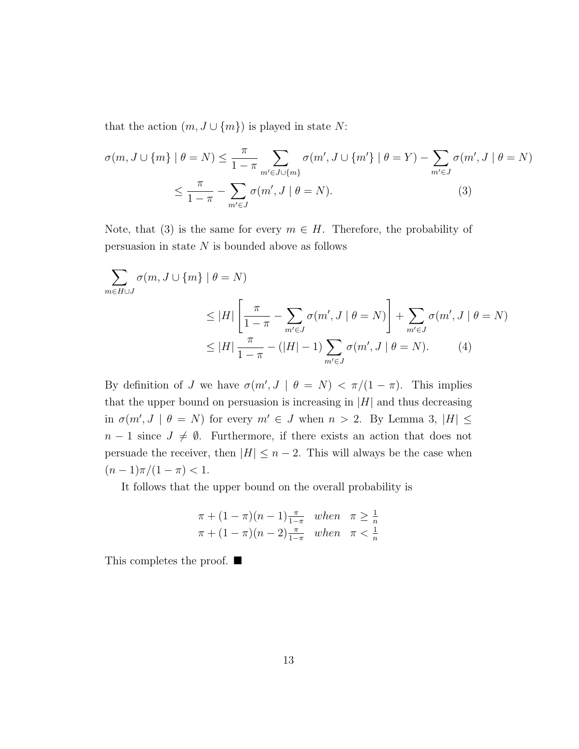that the action $(m, J \cup \{m\})$ is played in state $N$:

$$\sigma(m, J \cup \{m\} \mid \theta = N) \leq \frac{\pi}{1-\pi} \sum_{m' \in J \cup \{m\}} \sigma(m', J \cup \{m'\} \mid \theta = Y) - \sum_{m' \in J} \sigma(m', J \mid \theta = N)$$

$$\leq \frac{\pi}{1-\pi} - \sum_{m' \in J} \sigma(m', J \mid \theta = N). \tag{3}$$

Note, that (3) is the same for every $m \in H$. Therefore, the probability of persuasion in state $N$ is bounded above as follows

$$\sum_{m \in H \cup J} \sigma(m, J \cup \{m\} \mid \theta = N)$$

$$\leq |H| \left[ \frac{\pi}{1-\pi} - \sum_{m' \in J} \sigma(m', J \mid \theta = N) \right] + \sum_{m' \in J} \sigma(m', J \mid \theta = N)$$

$$\leq |H| \frac{\pi}{1-\pi} - (|H| - 1) \sum_{m' \in J} \sigma(m', J \mid \theta = N). \tag{4}$$

By definition of $J$ we have $\sigma(m', J \mid \theta = N) < \pi/(1-\pi)$. This implies that the upper bound on persuasion is increasing in $|H|$ and thus decreasing in $\sigma(m', J \mid \theta = N)$ for every $m' \in J$ when $n > 2$. By Lemma 3, $|H| \leq n - 1$ since $J \neq \emptyset$. Furthermore, if there exists an action that does not persuade the receiver, then $|H| \leq n - 2$. This will always be the case when $(n-1)\pi/(1-\pi) < 1$.

It follows that the upper bound on the overall probability is

$$\begin{array}{ll} \pi + (1-\pi)(n-1)\frac{\pi}{1-\pi} & \textit{when} \quad \pi \geq \frac{1}{n} \\ \pi + (1-\pi)(n-2)\frac{\pi}{1-\pi} & \textit{when} \quad \pi < \frac{1}{n} \end{array}$$

This completes the proof. ■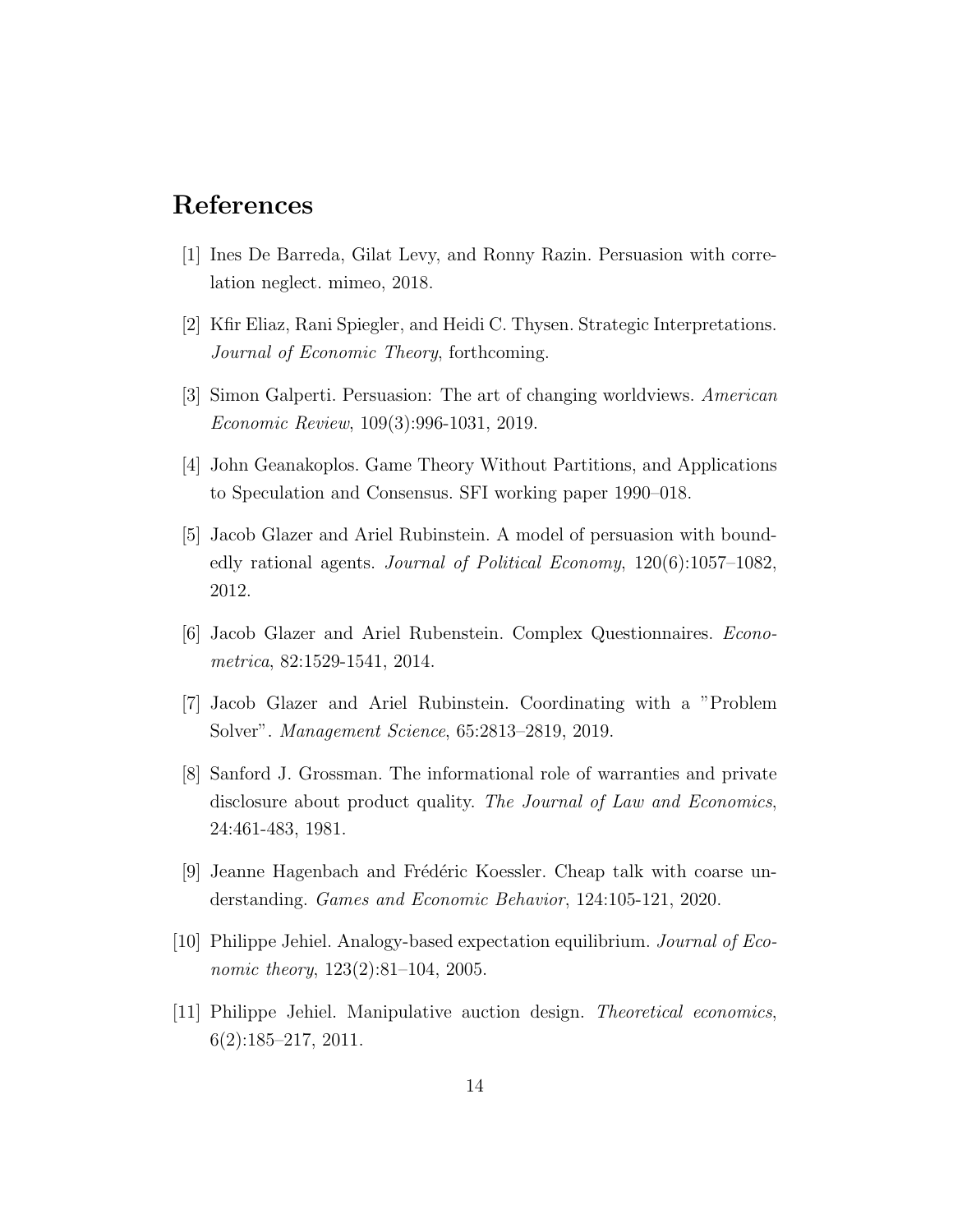# References

[1] Ines De Barreda, Gilat Levy, and Ronny Razin. Persuasion with correlation neglect. mimeo, 2018.

[2] Kfir Eliaz, Rani Spiegler, and Heidi C. Thysen. Strategic Interpretations. *Journal of Economic Theory*, forthcoming.

[3] Simon Galperti. Persuasion: The art of changing worldviews. *American Economic Review*, 109(3):996-1031, 2019.

[4] John Geanakoplos. Game Theory Without Partitions, and Applications to Speculation and Consensus. SFI working paper 1990–018.

[5] Jacob Glazer and Ariel Rubinstein. A model of persuasion with boundedly rational agents. *Journal of Political Economy*, 120(6):1057–1082, 2012.

[6] Jacob Glazer and Ariel Rubenstein. Complex Questionnaires. *Econometrica*, 82:1529-1541, 2014.

[7] Jacob Glazer and Ariel Rubinstein. Coordinating with a "Problem Solver". *Management Science*, 65:2813–2819, 2019.

[8] Sanford J. Grossman. The informational role of warranties and private disclosure about product quality. *The Journal of Law and Economics*, 24:461-483, 1981.

[9] Jeanne Hagenbach and Frédéric Koessler. Cheap talk with coarse understanding. *Games and Economic Behavior*, 124:105-121, 2020.

[10] Philippe Jehiel. Analogy-based expectation equilibrium. *Journal of Economic theory*, 123(2):81–104, 2005.

[11] Philippe Jehiel. Manipulative auction design. *Theoretical economics*, 6(2):185–217, 2011.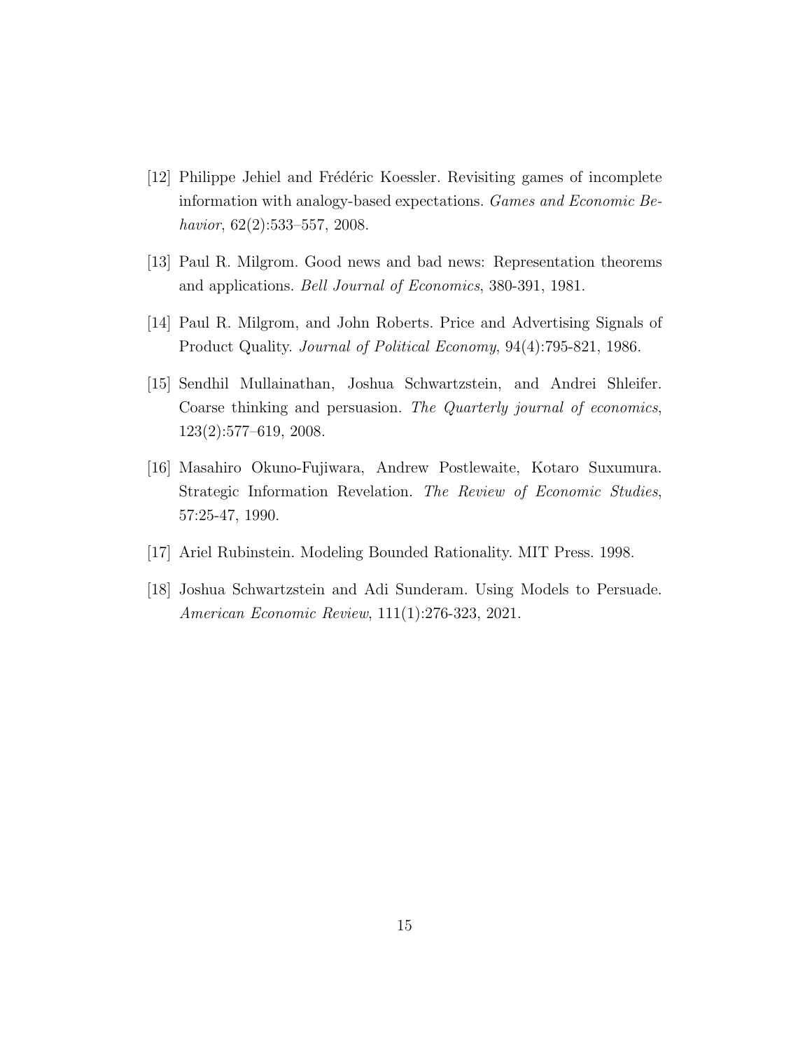[12] Philippe Jehiel and Frédéric Koessler. Revisiting games of incomplete information with analogy-based expectations. *Games and Economic Behavior*, 62(2):533–557, 2008.

[13] Paul R. Milgrom. Good news and bad news: Representation theorems and applications. *Bell Journal of Economics*, 380-391, 1981.

[14] Paul R. Milgrom, and John Roberts. Price and Advertising Signals of Product Quality. *Journal of Political Economy*, 94(4):795-821, 1986.

[15] Sendhil Mullainathan, Joshua Schwartzstein, and Andrei Shleifer. Coarse thinking and persuasion. *The Quarterly journal of economics*, 123(2):577–619, 2008.

[16] Masahiro Okuno-Fujiwara, Andrew Postlewaite, Kotaro Suxumura. Strategic Information Revelation. *The Review of Economic Studies*, 57:25-47, 1990.

[17] Ariel Rubinstein. Modeling Bounded Rationality. MIT Press. 1998.

[18] Joshua Schwartzstein and Adi Sunderam. Using Models to Persuade. *American Economic Review*, 111(1):276-323, 2021.